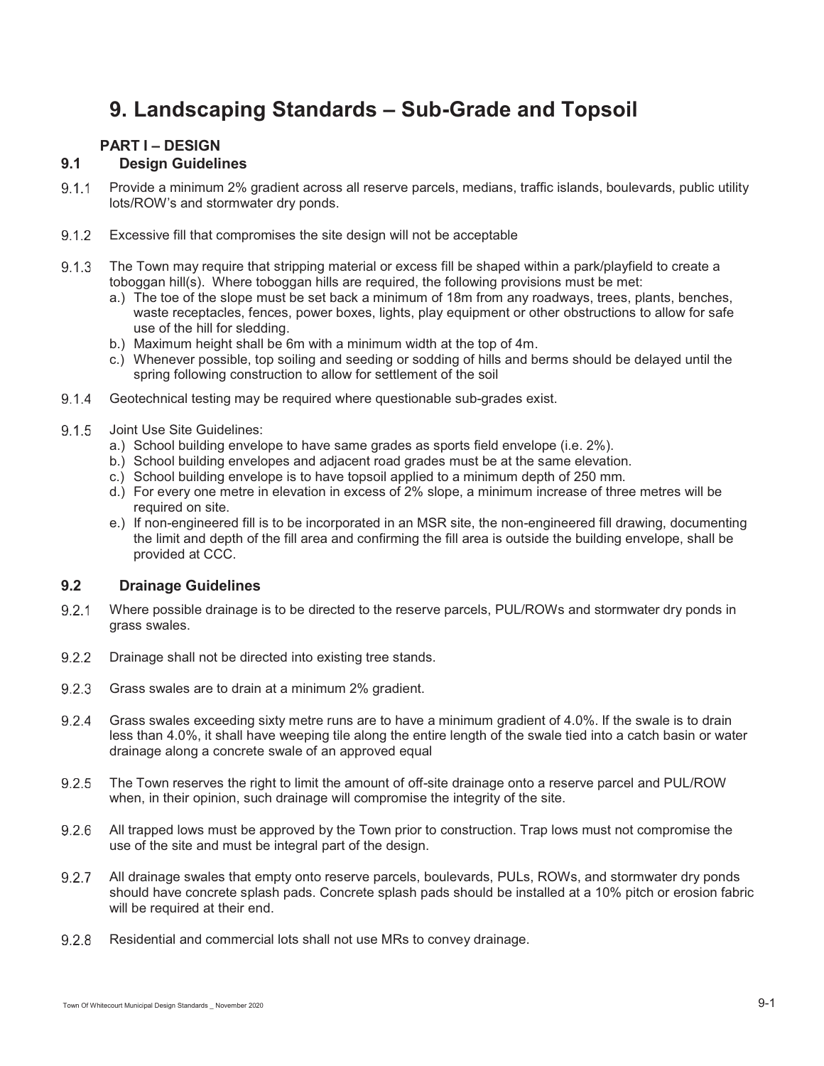# 9. Landscaping Standards – Sub-Grade and Topsoil

### PART I – DESIGN

## 9.1 Design Guidelines

9.1.1 Provide a minimum 2% gradient across all reserve parcels, medians, traffic islands, boulevards, public utility lots/ROW's and stormwater dry ponds.

9.1.2 Excessive fill that compromises the site design will not be acceptable

9.1.3 The Town may require that stripping material or excess fill be shaped within a park/playfield to create a toboggan hill(s). Where toboggan hills are required, the following provisions must be met:

- a.) The toe of the slope must be set back a minimum of 18m from any roadways, trees, plants, benches, waste receptacles, fences, power boxes, lights, play equipment or other obstructions to allow for safe use of the hill for sledding.
- b.) Maximum height shall be 6m with a minimum width at the top of 4m.
- c.) Whenever possible, top soiling and seeding or sodding of hills and berms should be delayed until the spring following construction to allow for settlement of the soil

9.1.4 Geotechnical testing may be required where questionable sub-grades exist.

9.1.5 Joint Use Site Guidelines:

- a.) School building envelope to have same grades as sports field envelope (i.e. 2%).
- b.) School building envelopes and adjacent road grades must be at the same elevation.
- c.) School building envelope is to have topsoil applied to a minimum depth of 250 mm.
- d.) For every one metre in elevation in excess of 2% slope, a minimum increase of three metres will be required on site.
- e.) If non-engineered fill is to be incorporated in an MSR site, the non-engineered fill drawing, documenting the limit and depth of the fill area and confirming the fill area is outside the building envelope, shall be provided at CCC.

## 9.2 Drainage Guidelines

9.2.1 Where possible drainage is to be directed to the reserve parcels, PUL/ROWs and stormwater dry ponds in grass swales.

9.2.2 Drainage shall not be directed into existing tree stands.

9.2.3 Grass swales are to drain at a minimum 2% gradient.

9.2.4 Grass swales exceeding sixty metre runs are to have a minimum gradient of 4.0%. If the swale is to drain less than 4.0%, it shall have weeping tile along the entire length of the swale tied into a catch basin or water drainage along a concrete swale of an approved equal

9.2.5 The Town reserves the right to limit the amount of off-site drainage onto a reserve parcel and PUL/ROW when, in their opinion, such drainage will compromise the integrity of the site.

9.2.6 All trapped lows must be approved by the Town prior to construction. Trap lows must not compromise the use of the site and must be integral part of the design.

9.2.7 All drainage swales that empty onto reserve parcels, boulevards, PULs, ROWs, and stormwater dry ponds should have concrete splash pads. Concrete splash pads should be installed at a 10% pitch or erosion fabric will be required at their end.

9.2.8 Residential and commercial lots shall not use MRs to convey drainage.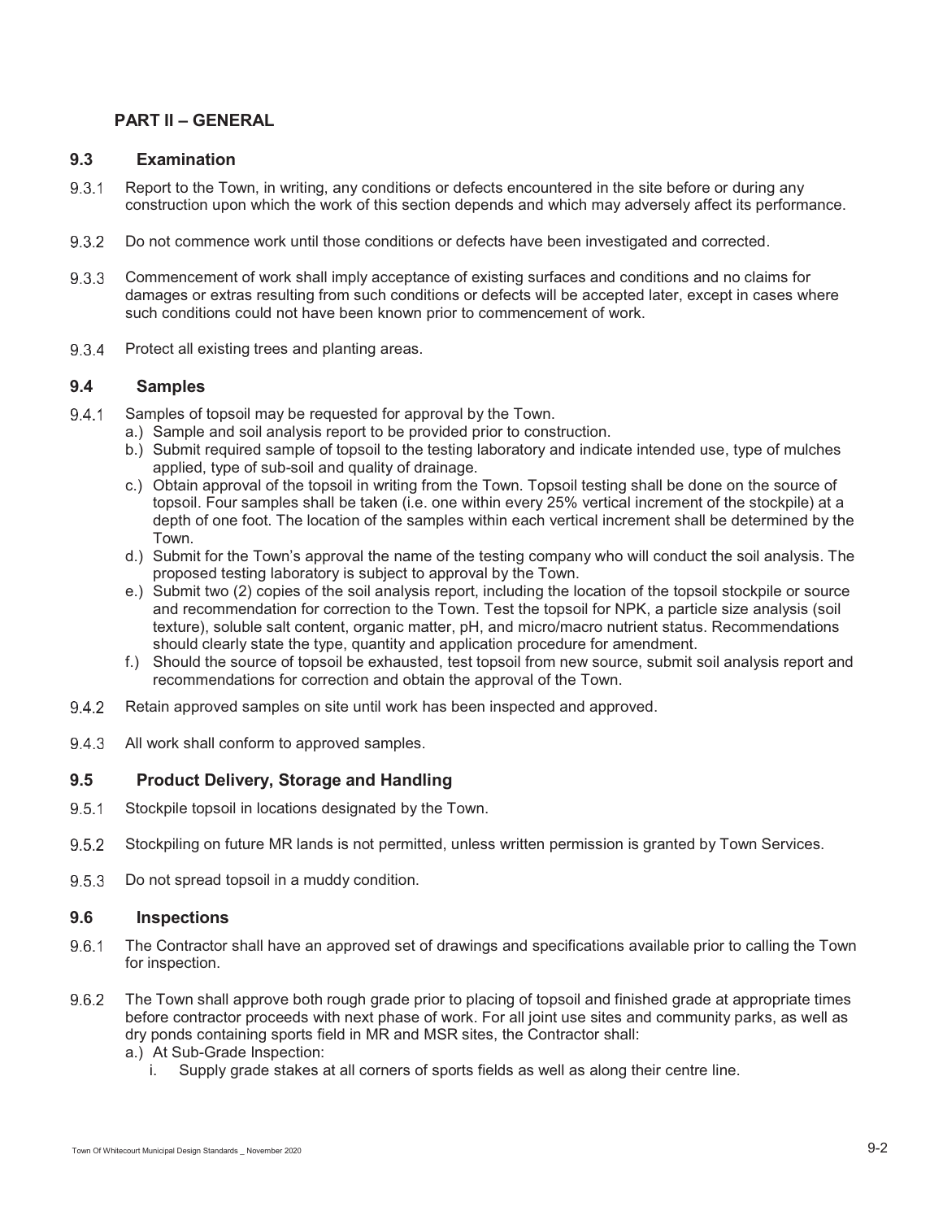## PART II – GENERAL

### 9.3 Examination

9.3.1 Report to the Town, in writing, any conditions or defects encountered in the site before or during any construction upon which the work of this section depends and which may adversely affect its performance.

9.3.2 Do not commence work until those conditions or defects have been investigated and corrected.

9.3.3 Commencement of work shall imply acceptance of existing surfaces and conditions and no claims for damages or extras resulting from such conditions or defects will be accepted later, except in cases where such conditions could not have been known prior to commencement of work.

9.3.4 Protect all existing trees and planting areas.

### 9.4 Samples

9.4.1 Samples of topsoil may be requested for approval by the Town.

- a.) Sample and soil analysis report to be provided prior to construction.
- b.) Submit required sample of topsoil to the testing laboratory and indicate intended use, type of mulches applied, type of sub-soil and quality of drainage.
- c.) Obtain approval of the topsoil in writing from the Town. Topsoil testing shall be done on the source of topsoil. Four samples shall be taken (i.e. one within every 25% vertical increment of the stockpile) at a depth of one foot. The location of the samples within each vertical increment shall be determined by the Town.
- d.) Submit for the Town's approval the name of the testing company who will conduct the soil analysis. The proposed testing laboratory is subject to approval by the Town.
- e.) Submit two (2) copies of the soil analysis report, including the location of the topsoil stockpile or source and recommendation for correction to the Town. Test the topsoil for NPK, a particle size analysis (soil texture), soluble salt content, organic matter, pH, and micro/macro nutrient status. Recommendations should clearly state the type, quantity and application procedure for amendment.
- f.) Should the source of topsoil be exhausted, test topsoil from new source, submit soil analysis report and recommendations for correction and obtain the approval of the Town.

9.4.2 Retain approved samples on site until work has been inspected and approved.

9.4.3 All work shall conform to approved samples.

### 9.5 Product Delivery, Storage and Handling

9.5.1 Stockpile topsoil in locations designated by the Town.

9.5.2 Stockpiling on future MR lands is not permitted, unless written permission is granted by Town Services.

9.5.3 Do not spread topsoil in a muddy condition.

### 9.6 Inspections

9.6.1 The Contractor shall have an approved set of drawings and specifications available prior to calling the Town for inspection.

9.6.2 The Town shall approve both rough grade prior to placing of topsoil and finished grade at appropriate times before contractor proceeds with next phase of work. For all joint use sites and community parks, as well as dry ponds containing sports field in MR and MSR sites, the Contractor shall:

- a.) At Sub-Grade Inspection:
  - i. Supply grade stakes at all corners of sports fields as well as along their centre line.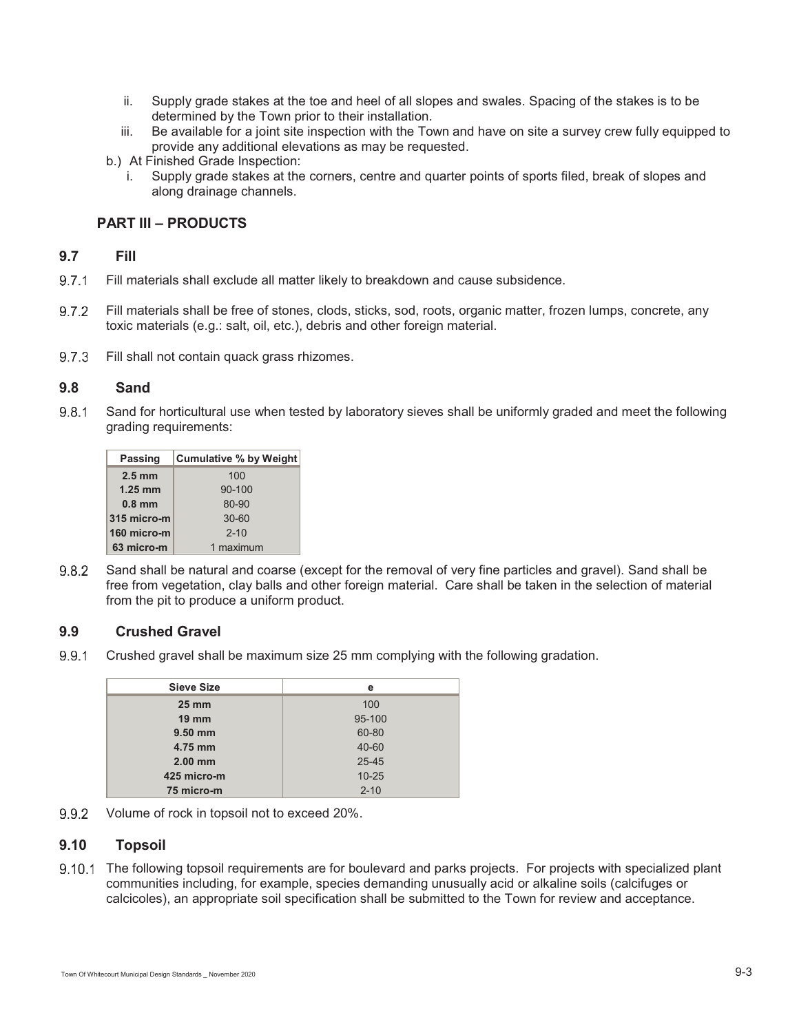ii. Supply grade stakes at the toe and heel of all slopes and swales. Spacing of the stakes is to be determined by the Town prior to their installation.

iii. Be available for a joint site inspection with the Town and have on site a survey crew fully equipped to provide any additional elevations as may be requested.

b.) At Finished Grade Inspection:

i. Supply grade stakes at the corners, centre and quarter points of sports filed, break of slopes and along drainage channels.

## PART III – PRODUCTS

### 9.7 Fill

9.7.1 Fill materials shall exclude all matter likely to breakdown and cause subsidence.

9.7.2 Fill materials shall be free of stones, clods, sticks, sod, roots, organic matter, frozen lumps, concrete, any toxic materials (e.g.: salt, oil, etc.), debris and other foreign material.

9.7.3 Fill shall not contain quack grass rhizomes.

### 9.8 Sand

9.8.1 Sand for horticultural use when tested by laboratory sieves shall be uniformly graded and meet the following grading requirements:

| Passing | Cumulative % by Weight |
| --- | --- |
| **2.5 mm** | 100 |
| **1.25 mm** | 90-100 |
| **0.8 mm** | 80-90 |
| **315 micro-m** | 30-60 |
| **160 micro-m** | 2-10 |
| **63 micro-m** | 1 maximum |

9.8.2 Sand shall be natural and coarse (except for the removal of very fine particles and gravel). Sand shall be free from vegetation, clay balls and other foreign material. Care shall be taken in the selection of material from the pit to produce a uniform product.

### 9.9 Crushed Gravel

9.9.1 Crushed gravel shall be maximum size 25 mm complying with the following gradation.

| Sieve Size | e |
| --- | --- |
| **25 mm** | 100 |
| **19 mm** | 95-100 |
| **9.50 mm** | 60-80 |
| **4.75 mm** | 40-60 |
| **2.00 mm** | 25-45 |
| **425 micro-m** | 10-25 |
| **75 micro-m** | 2-10 |

9.9.2 Volume of rock in topsoil not to exceed 20%.

### 9.10 Topsoil

9.10.1 The following topsoil requirements are for boulevard and parks projects. For projects with specialized plant communities including, for example, species demanding unusually acid or alkaline soils (calcifuges or calcicoles), an appropriate soil specification shall be submitted to the Town for review and acceptance.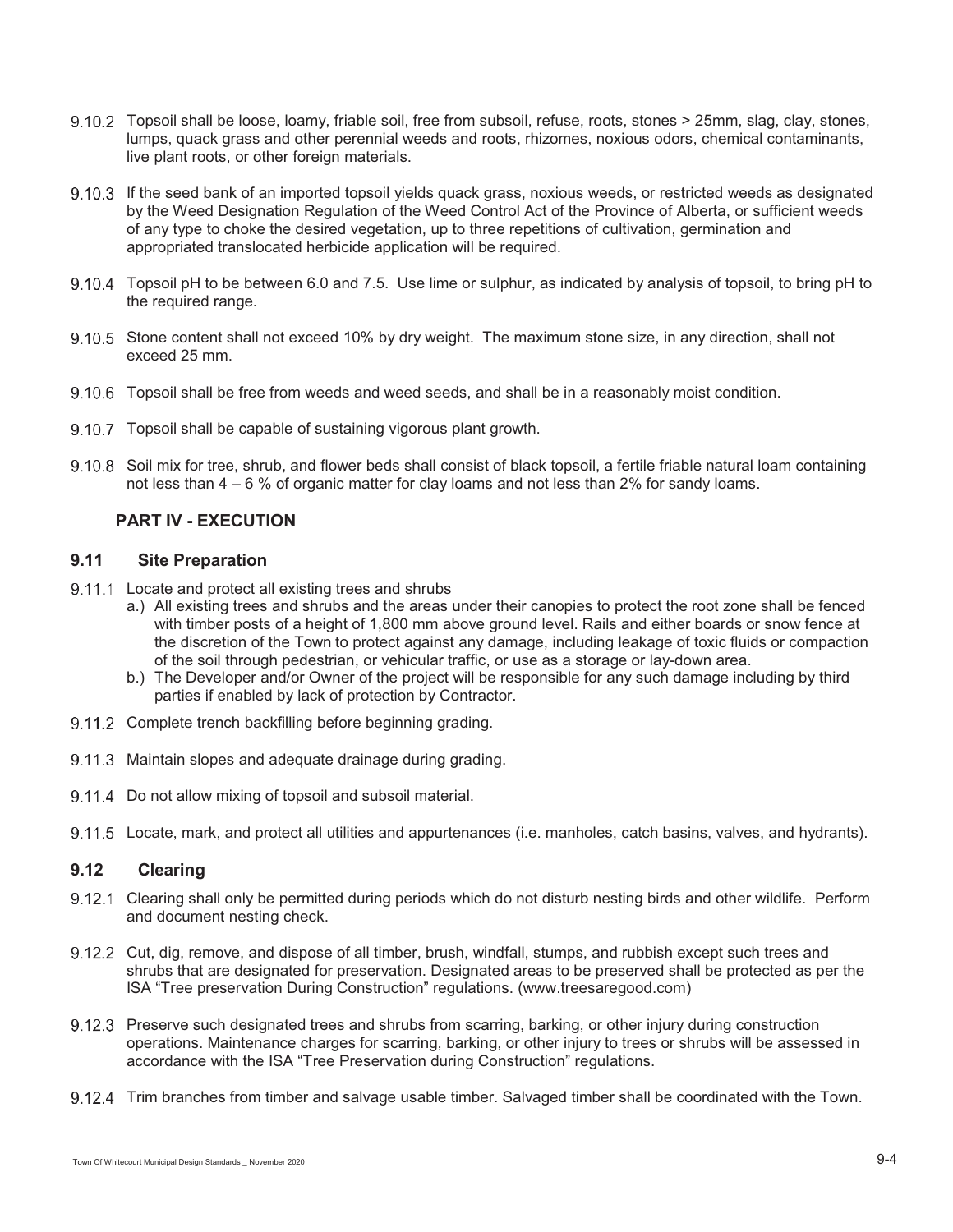9.10.2 Topsoil shall be loose, loamy, friable soil, free from subsoil, refuse, roots, stones > 25mm, slag, clay, stones, lumps, quack grass and other perennial weeds and roots, rhizomes, noxious odors, chemical contaminants, live plant roots, or other foreign materials.

9.10.3 If the seed bank of an imported topsoil yields quack grass, noxious weeds, or restricted weeds as designated by the Weed Designation Regulation of the Weed Control Act of the Province of Alberta, or sufficient weeds of any type to choke the desired vegetation, up to three repetitions of cultivation, germination and appropriated translocated herbicide application will be required.

9.10.4 Topsoil pH to be between 6.0 and 7.5. Use lime or sulphur, as indicated by analysis of topsoil, to bring pH to the required range.

9.10.5 Stone content shall not exceed 10% by dry weight. The maximum stone size, in any direction, shall not exceed 25 mm.

9.10.6 Topsoil shall be free from weeds and weed seeds, and shall be in a reasonably moist condition.

9.10.7 Topsoil shall be capable of sustaining vigorous plant growth.

9.10.8 Soil mix for tree, shrub, and flower beds shall consist of black topsoil, a fertile friable natural loam containing not less than 4 – 6 % of organic matter for clay loams and not less than 2% for sandy loams.

## PART IV - EXECUTION

### 9.11 Site Preparation

9.11.1 Locate and protect all existing trees and shrubs

- a.) All existing trees and shrubs and the areas under their canopies to protect the root zone shall be fenced with timber posts of a height of 1,800 mm above ground level. Rails and either boards or snow fence at the discretion of the Town to protect against any damage, including leakage of toxic fluids or compaction of the soil through pedestrian, or vehicular traffic, or use as a storage or lay-down area.
- b.) The Developer and/or Owner of the project will be responsible for any such damage including by third parties if enabled by lack of protection by Contractor.

9.11.2 Complete trench backfilling before beginning grading.

9.11.3 Maintain slopes and adequate drainage during grading.

9.11.4 Do not allow mixing of topsoil and subsoil material.

9.11.5 Locate, mark, and protect all utilities and appurtenances (i.e. manholes, catch basins, valves, and hydrants).

### 9.12 Clearing

9.12.1 Clearing shall only be permitted during periods which do not disturb nesting birds and other wildlife. Perform and document nesting check.

9.12.2 Cut, dig, remove, and dispose of all timber, brush, windfall, stumps, and rubbish except such trees and shrubs that are designated for preservation. Designated areas to be preserved shall be protected as per the ISA "Tree preservation During Construction" regulations. (www.treesaregood.com)

9.12.3 Preserve such designated trees and shrubs from scarring, barking, or other injury during construction operations. Maintenance charges for scarring, barking, or other injury to trees or shrubs will be assessed in accordance with the ISA "Tree Preservation during Construction" regulations.

9.12.4 Trim branches from timber and salvage usable timber. Salvaged timber shall be coordinated with the Town.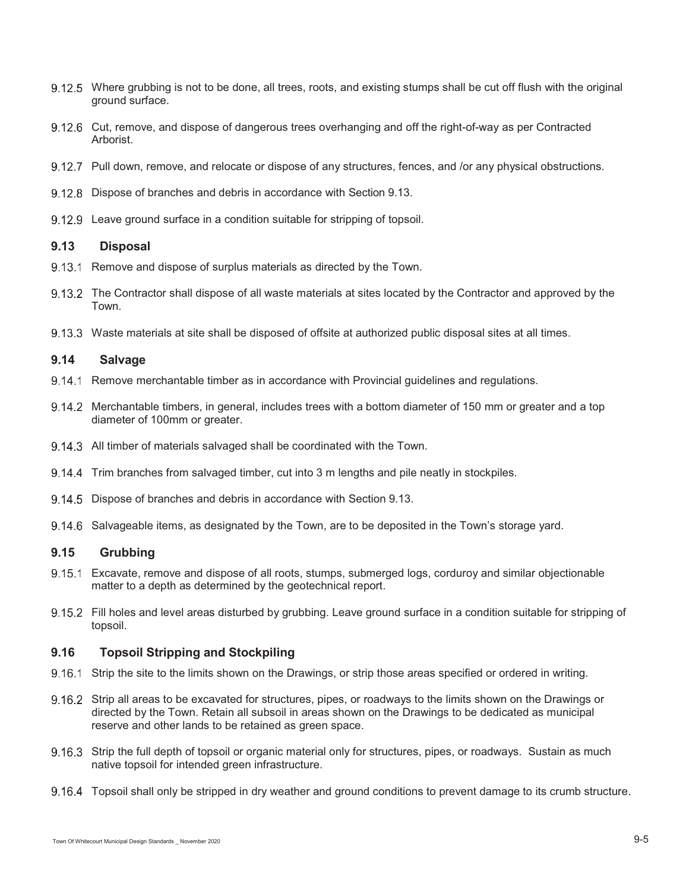9.12.5 Where grubbing is not to be done, all trees, roots, and existing stumps shall be cut off flush with the original ground surface.

9.12.6 Cut, remove, and dispose of dangerous trees overhanging and off the right-of-way as per Contracted Arborist.

9.12.7 Pull down, remove, and relocate or dispose of any structures, fences, and /or any physical obstructions.

9.12.8 Dispose of branches and debris in accordance with Section 9.13.

9.12.9 Leave ground surface in a condition suitable for stripping of topsoil.

## 9.13 Disposal

9.13.1 Remove and dispose of surplus materials as directed by the Town.

9.13.2 The Contractor shall dispose of all waste materials at sites located by the Contractor and approved by the Town.

9.13.3 Waste materials at site shall be disposed of offsite at authorized public disposal sites at all times.

## 9.14 Salvage

9.14.1 Remove merchantable timber as in accordance with Provincial guidelines and regulations.

9.14.2 Merchantable timbers, in general, includes trees with a bottom diameter of 150 mm or greater and a top diameter of 100mm or greater.

9.14.3 All timber of materials salvaged shall be coordinated with the Town.

9.14.4 Trim branches from salvaged timber, cut into 3 m lengths and pile neatly in stockpiles.

9.14.5 Dispose of branches and debris in accordance with Section 9.13.

9.14.6 Salvageable items, as designated by the Town, are to be deposited in the Town's storage yard.

## 9.15 Grubbing

9.15.1 Excavate, remove and dispose of all roots, stumps, submerged logs, corduroy and similar objectionable matter to a depth as determined by the geotechnical report.

9.15.2 Fill holes and level areas disturbed by grubbing. Leave ground surface in a condition suitable for stripping of topsoil.

## 9.16 Topsoil Stripping and Stockpiling

9.16.1 Strip the site to the limits shown on the Drawings, or strip those areas specified or ordered in writing.

9.16.2 Strip all areas to be excavated for structures, pipes, or roadways to the limits shown on the Drawings or directed by the Town. Retain all subsoil in areas shown on the Drawings to be dedicated as municipal reserve and other lands to be retained as green space.

9.16.3 Strip the full depth of topsoil or organic material only for structures, pipes, or roadways. Sustain as much native topsoil for intended green infrastructure.

9.16.4 Topsoil shall only be stripped in dry weather and ground conditions to prevent damage to its crumb structure.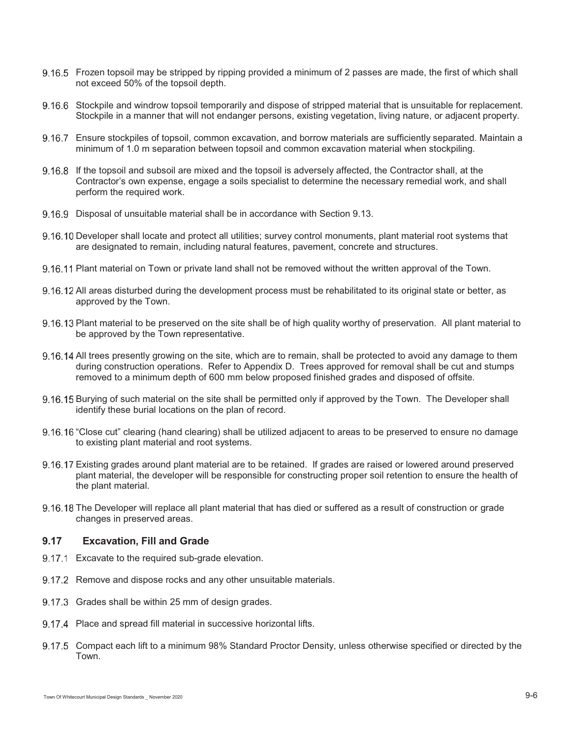9.16.5 Frozen topsoil may be stripped by ripping provided a minimum of 2 passes are made, the first of which shall not exceed 50% of the topsoil depth.

9.16.6 Stockpile and windrow topsoil temporarily and dispose of stripped material that is unsuitable for replacement. Stockpile in a manner that will not endanger persons, existing vegetation, living nature, or adjacent property.

9.16.7 Ensure stockpiles of topsoil, common excavation, and borrow materials are sufficiently separated. Maintain a minimum of 1.0 m separation between topsoil and common excavation material when stockpiling.

9.16.8 If the topsoil and subsoil are mixed and the topsoil is adversely affected, the Contractor shall, at the Contractor's own expense, engage a soils specialist to determine the necessary remedial work, and shall perform the required work.

9.16.9 Disposal of unsuitable material shall be in accordance with Section 9.13.

9.16.10 Developer shall locate and protect all utilities; survey control monuments, plant material root systems that are designated to remain, including natural features, pavement, concrete and structures.

9.16.11 Plant material on Town or private land shall not be removed without the written approval of the Town.

9.16.12 All areas disturbed during the development process must be rehabilitated to its original state or better, as approved by the Town.

9.16.13 Plant material to be preserved on the site shall be of high quality worthy of preservation. All plant material to be approved by the Town representative.

9.16.14 All trees presently growing on the site, which are to remain, shall be protected to avoid any damage to them during construction operations. Refer to Appendix D. Trees approved for removal shall be cut and stumps removed to a minimum depth of 600 mm below proposed finished grades and disposed of offsite.

9.16.15 Burying of such material on the site shall be permitted only if approved by the Town. The Developer shall identify these burial locations on the plan of record.

9.16.16 "Close cut" clearing (hand clearing) shall be utilized adjacent to areas to be preserved to ensure no damage to existing plant material and root systems.

9.16.17 Existing grades around plant material are to be retained. If grades are raised or lowered around preserved plant material, the developer will be responsible for constructing proper soil retention to ensure the health of the plant material.

9.16.18 The Developer will replace all plant material that has died or suffered as a result of construction or grade changes in preserved areas.

## 9.17 Excavation, Fill and Grade

9.17.1 Excavate to the required sub-grade elevation.

9.17.2 Remove and dispose rocks and any other unsuitable materials.

9.17.3 Grades shall be within 25 mm of design grades.

9.17.4 Place and spread fill material in successive horizontal lifts.

9.17.5 Compact each lift to a minimum 98% Standard Proctor Density, unless otherwise specified or directed by the Town.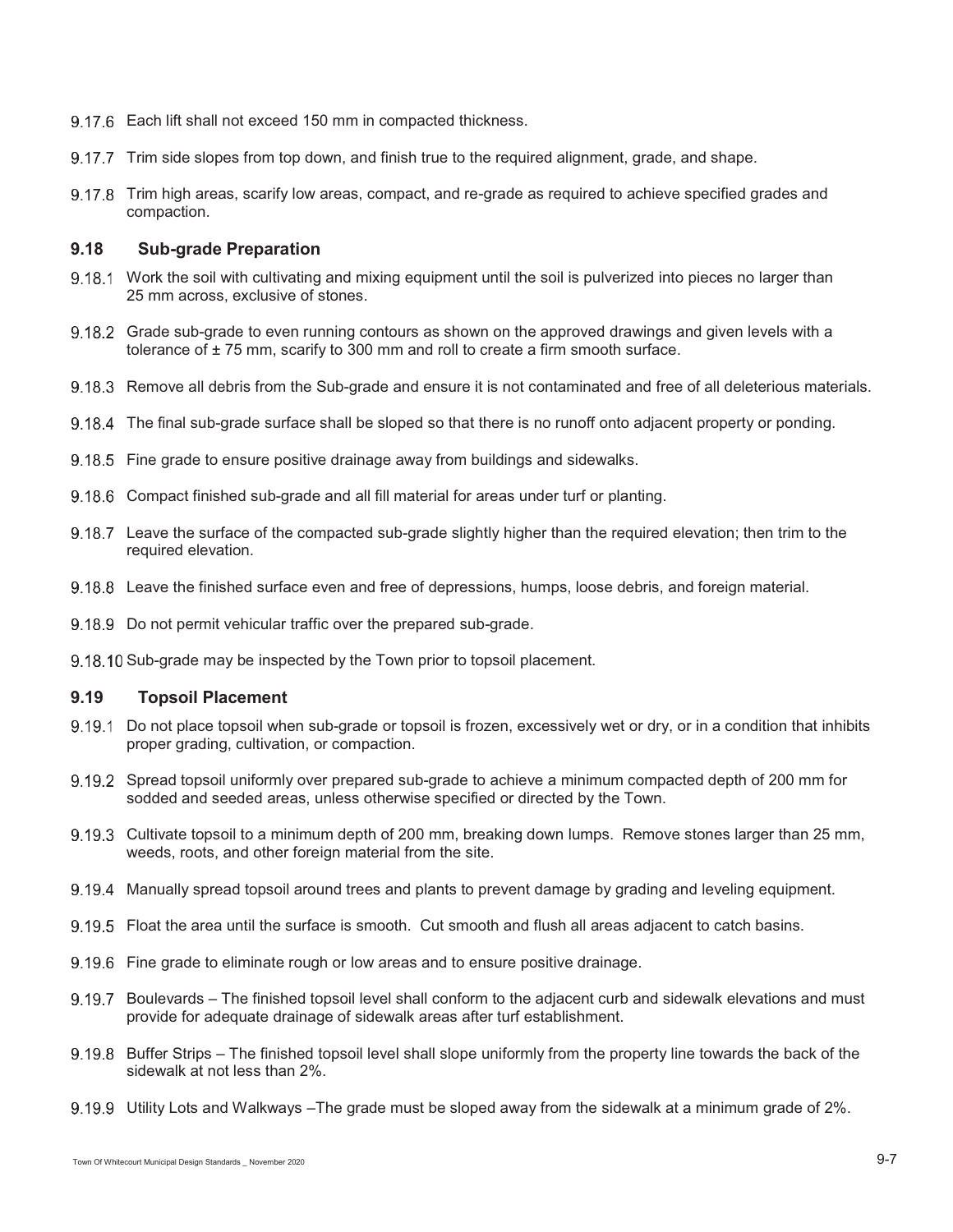9.17.6 Each lift shall not exceed 150 mm in compacted thickness.

9.17.7 Trim side slopes from top down, and finish true to the required alignment, grade, and shape.

9.17.8 Trim high areas, scarify low areas, compact, and re-grade as required to achieve specified grades and compaction.

## 9.18 Sub-grade Preparation

9.18.1 Work the soil with cultivating and mixing equipment until the soil is pulverized into pieces no larger than 25 mm across, exclusive of stones.

9.18.2 Grade sub-grade to even running contours as shown on the approved drawings and given levels with a tolerance of ± 75 mm, scarify to 300 mm and roll to create a firm smooth surface.

9.18.3 Remove all debris from the Sub-grade and ensure it is not contaminated and free of all deleterious materials.

9.18.4 The final sub-grade surface shall be sloped so that there is no runoff onto adjacent property or ponding.

9.18.5 Fine grade to ensure positive drainage away from buildings and sidewalks.

9.18.6 Compact finished sub-grade and all fill material for areas under turf or planting.

9.18.7 Leave the surface of the compacted sub-grade slightly higher than the required elevation; then trim to the required elevation.

9.18.8 Leave the finished surface even and free of depressions, humps, loose debris, and foreign material.

9.18.9 Do not permit vehicular traffic over the prepared sub-grade.

9.18.10 Sub-grade may be inspected by the Town prior to topsoil placement.

## 9.19 Topsoil Placement

9.19.1 Do not place topsoil when sub-grade or topsoil is frozen, excessively wet or dry, or in a condition that inhibits proper grading, cultivation, or compaction.

9.19.2 Spread topsoil uniformly over prepared sub-grade to achieve a minimum compacted depth of 200 mm for sodded and seeded areas, unless otherwise specified or directed by the Town.

9.19.3 Cultivate topsoil to a minimum depth of 200 mm, breaking down lumps. Remove stones larger than 25 mm, weeds, roots, and other foreign material from the site.

9.19.4 Manually spread topsoil around trees and plants to prevent damage by grading and leveling equipment.

9.19.5 Float the area until the surface is smooth. Cut smooth and flush all areas adjacent to catch basins.

9.19.6 Fine grade to eliminate rough or low areas and to ensure positive drainage.

9.19.7 Boulevards – The finished topsoil level shall conform to the adjacent curb and sidewalk elevations and must provide for adequate drainage of sidewalk areas after turf establishment.

9.19.8 Buffer Strips – The finished topsoil level shall slope uniformly from the property line towards the back of the sidewalk at not less than 2%.

9.19.9 Utility Lots and Walkways –The grade must be sloped away from the sidewalk at a minimum grade of 2%.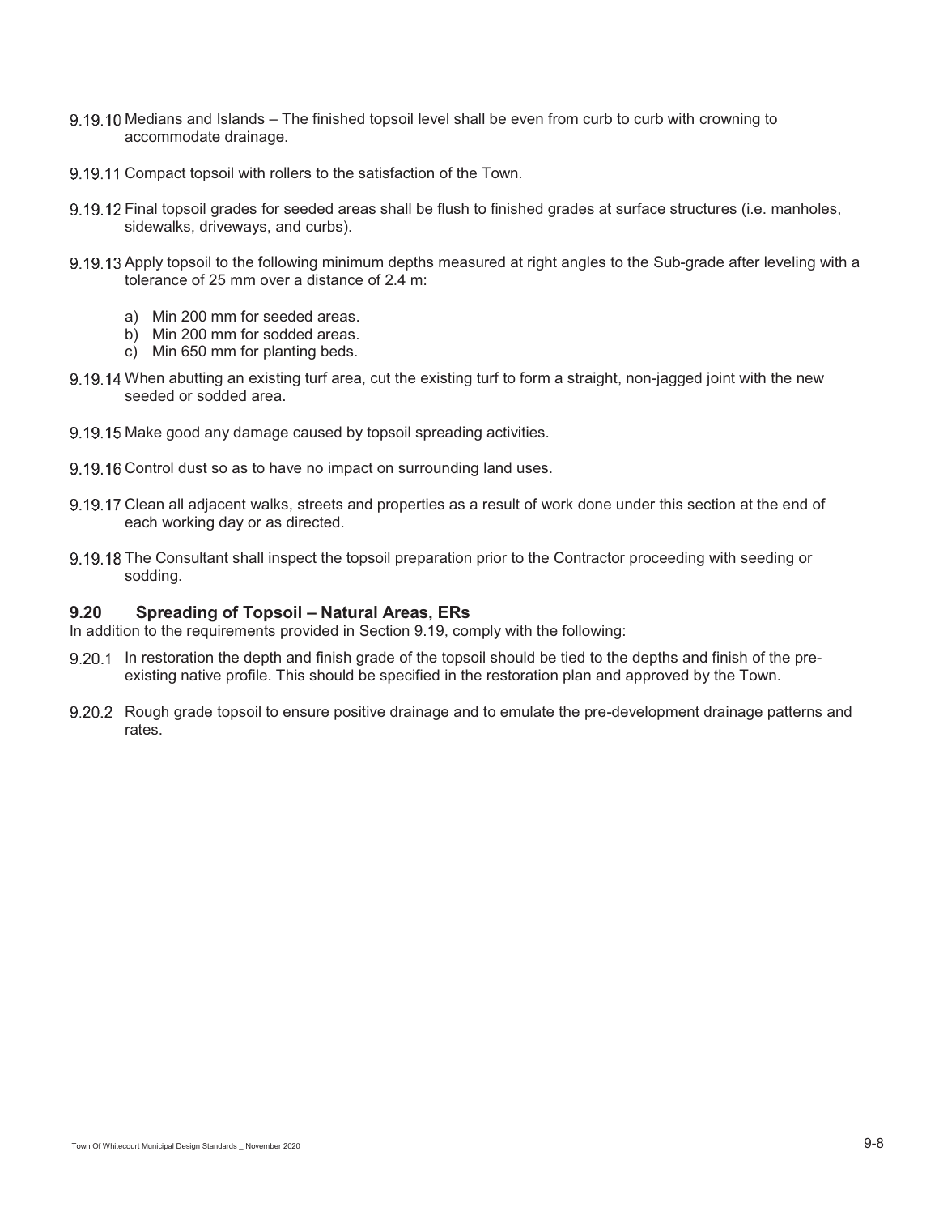9.19.10 Medians and Islands – The finished topsoil level shall be even from curb to curb with crowning to accommodate drainage.

9.19.11 Compact topsoil with rollers to the satisfaction of the Town.

9.19.12 Final topsoil grades for seeded areas shall be flush to finished grades at surface structures (i.e. manholes, sidewalks, driveways, and curbs).

9.19.13 Apply topsoil to the following minimum depths measured at right angles to the Sub-grade after leveling with a tolerance of 25 mm over a distance of 2.4 m:

a) Min 200 mm for seeded areas.
b) Min 200 mm for sodded areas.
c) Min 650 mm for planting beds.

9.19.14 When abutting an existing turf area, cut the existing turf to form a straight, non-jagged joint with the new seeded or sodded area.

9.19.15 Make good any damage caused by topsoil spreading activities.

9.19.16 Control dust so as to have no impact on surrounding land uses.

9.19.17 Clean all adjacent walks, streets and properties as a result of work done under this section at the end of each working day or as directed.

9.19.18 The Consultant shall inspect the topsoil preparation prior to the Contractor proceeding with seeding or sodding.

## 9.20 Spreading of Topsoil – Natural Areas, ERs

In addition to the requirements provided in Section 9.19, comply with the following:

9.20.1 In restoration the depth and finish grade of the topsoil should be tied to the depths and finish of the pre-existing native profile. This should be specified in the restoration plan and approved by the Town.

9.20.2 Rough grade topsoil to ensure positive drainage and to emulate the pre-development drainage patterns and rates.